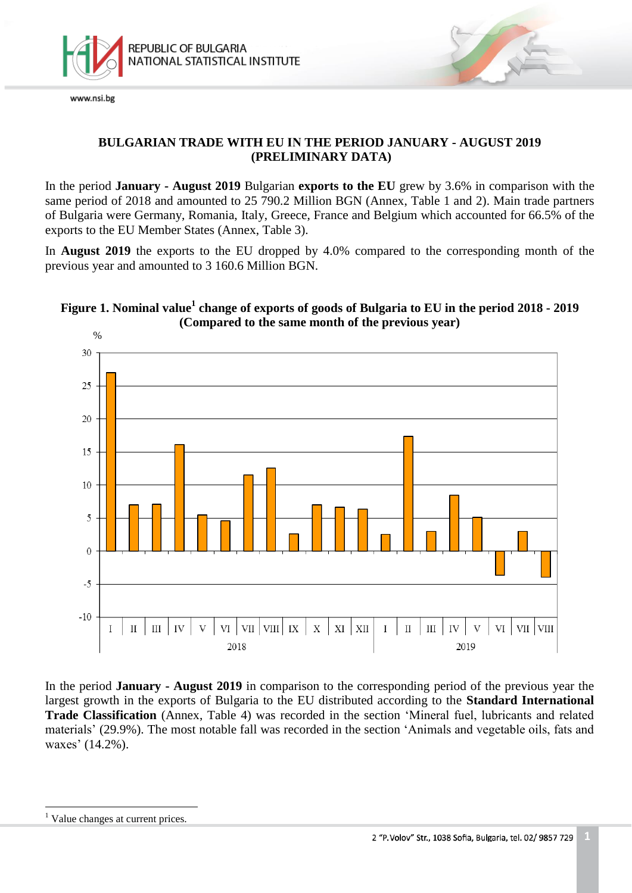# BULGARIAN TRADE WITH EU IN THE PERIOD JANUARY - AUGUST 2019 (PRELIMINARY DATA)

In the period **January - August 2019** Bulgarian **exports to the EU** grew by 3.6% in comparison with the same period of 2018 and amounted to 25 790.2 Million BGN (Annex, Table 1 and 2). Main trade partners of Bulgaria were Germany, Romania, Italy, Greece, France and Belgium which accounted for 66.5% of the exports to the EU Member States (Annex, Table 3).

In **August 2019** the exports to the EU dropped by 4.0% compared to the corresponding month of the previous year and amounted to 3 160.6 Million BGN.

**Figure 1. Nominal value[1] change of exports of goods of Bulgaria to EU in the period 2018 - 2019 (Compared to the same month of the previous year)**

In the period **January - August 2019** in comparison to the corresponding period of the previous year the largest growth in the exports of Bulgaria to the EU distributed according to the **Standard International Trade Classification** (Annex, Table 4) was recorded in the section 'Mineral fuel, lubricants and related materials' (29.9%). The most notable fall was recorded in the section 'Animals and vegetable oils, fats and waxes' (14.2%).

---

[1] Value changes at current prices.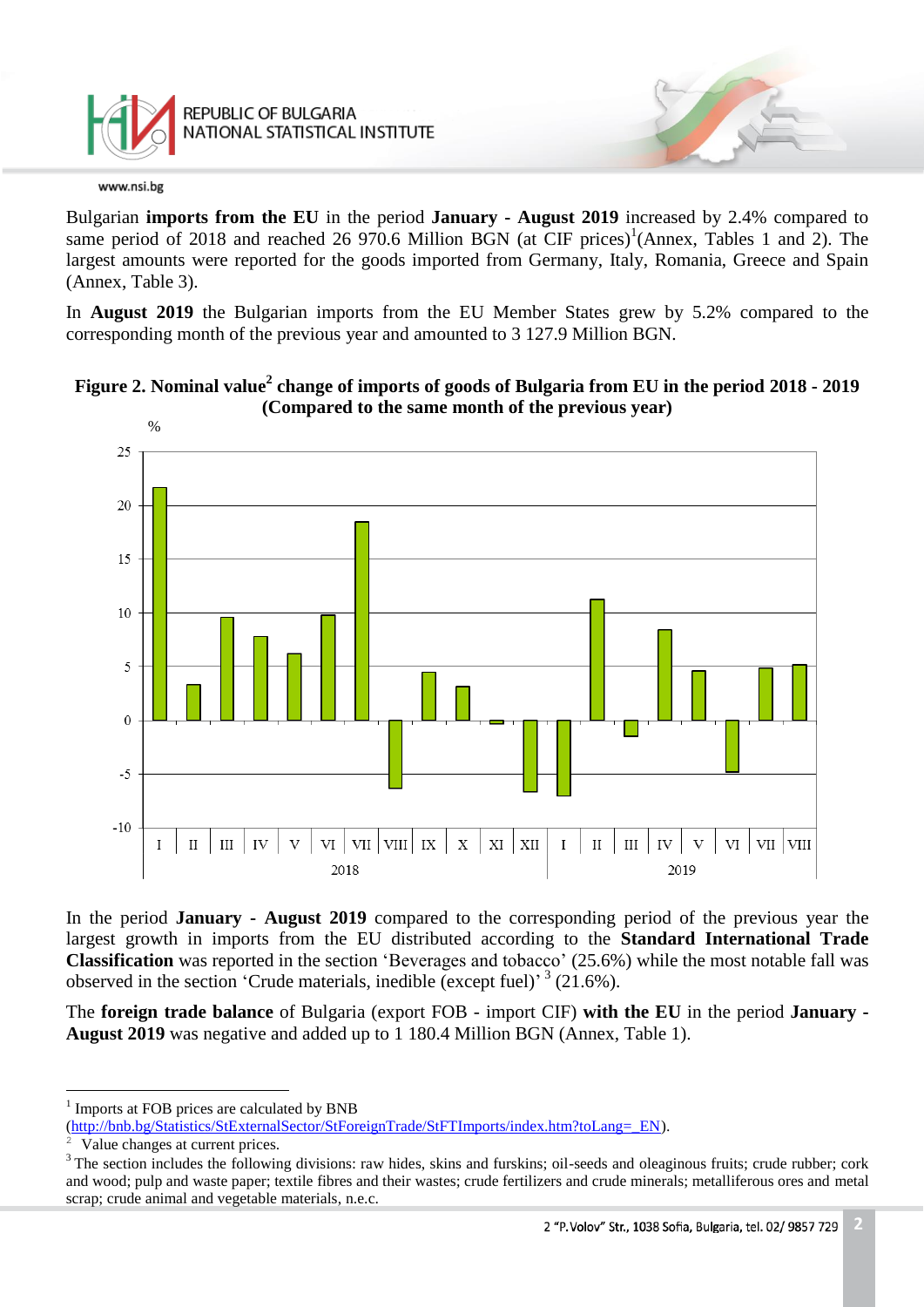Bulgarian **imports from the EU** in the period **January - August 2019** increased by 2.4% compared to same period of 2018 and reached 26 970.6 Million BGN (at CIF prices)[1](Annex, Tables 1 and 2). The largest amounts were reported for the goods imported from Germany, Italy, Romania, Greece and Spain (Annex, Table 3).

In **August 2019** the Bulgarian imports from the EU Member States grew by 5.2% compared to the corresponding month of the previous year and amounted to 3 127.9 Million BGN.

**Figure 2. Nominal value[2] change of imports of goods of Bulgaria from EU in the period 2018 - 2019 (Compared to the same month of the previous year)**

In the period **January - August 2019** compared to the corresponding period of the previous year the largest growth in imports from the EU distributed according to the **Standard International Trade Classification** was reported in the section 'Beverages and tobacco' (25.6%) while the most notable fall was observed in the section 'Crude materials, inedible (except fuel)' [3] (21.6%).

The **foreign trade balance** of Bulgaria (export FOB - import CIF) **with the EU** in the period **January - August 2019** was negative and added up to 1 180.4 Million BGN (Annex, Table 1).

---

[1] Imports at FOB prices are calculated by BNB (http://bnb.bg/Statistics/StExternalSector/StForeignTrade/StFTImports/index.htm?toLang=_EN).

[2] Value changes at current prices.

[3] The section includes the following divisions: raw hides, skins and furskins; oil-seeds and oleaginous fruits; crude rubber; cork and wood; pulp and waste paper; textile fibres and their wastes; crude fertilizers and crude minerals; metalliferous ores and metal scrap; crude animal and vegetable materials, n.e.c.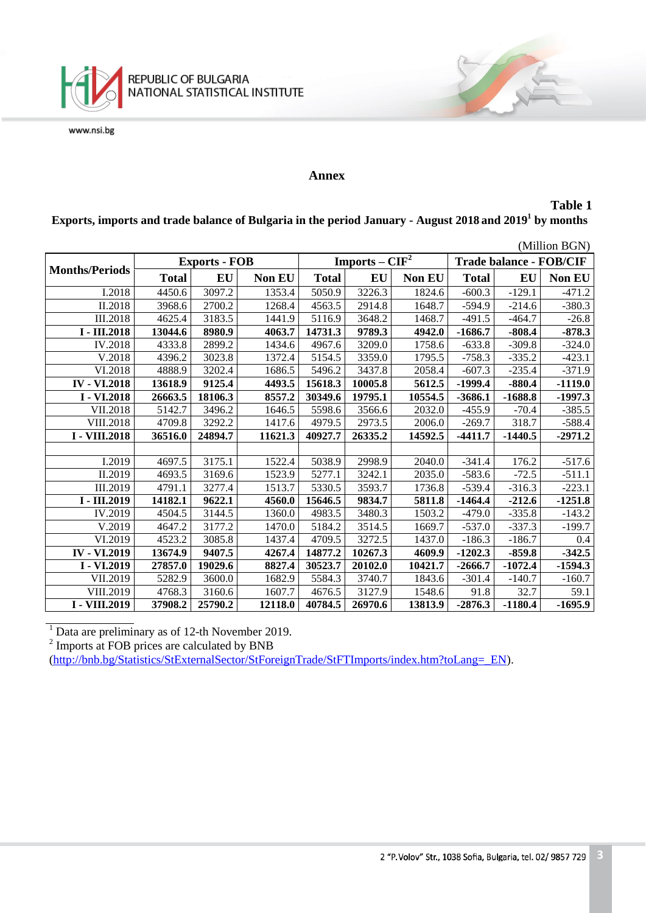## Annex

**Table 1**

**Exports, imports and trade balance of Bulgaria in the period January - August 2018 and 2019[1] by months**

(Million BGN)

| Months/Periods | Exports - FOB | | | Imports – CIF[2] | | | Trade balance - FOB/CIF | | |
|---|---|---|---|---|---|---|---|---|---|
| | **Total** | **EU** | **Non EU** | **Total** | **EU** | **Non EU** | **Total** | **EU** | **Non EU** |
| I.2018 | 4450.6 | 3097.2 | 1353.4 | 5050.9 | 3226.3 | 1824.6 | -600.3 | -129.1 | -471.2 |
| II.2018 | 3968.6 | 2700.2 | 1268.4 | 4563.5 | 2914.8 | 1648.7 | -594.9 | -214.6 | -380.3 |
| III.2018 | 4625.4 | 3183.5 | 1441.9 | 5116.9 | 3648.2 | 1468.7 | -491.5 | -464.7 | -26.8 |
| **I - III.2018** | **13044.6** | **8980.9** | **4063.7** | **14731.3** | **9789.3** | **4942.0** | **-1686.7** | **-808.4** | **-878.3** |
| IV.2018 | 4333.8 | 2899.2 | 1434.6 | 4967.6 | 3209.0 | 1758.6 | -633.8 | -309.8 | -324.0 |
| V.2018 | 4396.2 | 3023.8 | 1372.4 | 5154.5 | 3359.0 | 1795.5 | -758.3 | -335.2 | -423.1 |
| VI.2018 | 4888.9 | 3202.4 | 1686.5 | 5496.2 | 3437.8 | 2058.4 | -607.3 | -235.4 | -371.9 |
| **IV - VI.2018** | **13618.9** | **9125.4** | **4493.5** | **15618.3** | **10005.8** | **5612.5** | **-1999.4** | **-880.4** | **-1119.0** |
| **I - VI.2018** | **26663.5** | **18106.3** | **8557.2** | **30349.6** | **19795.1** | **10554.5** | **-3686.1** | **-1688.8** | **-1997.3** |
| VII.2018 | 5142.7 | 3496.2 | 1646.5 | 5598.6 | 3566.6 | 2032.0 | -455.9 | -70.4 | -385.5 |
| VIII.2018 | 4709.8 | 3292.2 | 1417.6 | 4979.5 | 2973.5 | 2006.0 | -269.7 | 318.7 | -588.4 |
| **I - VIII.2018** | **36516.0** | **24894.7** | **11621.3** | **40927.7** | **26335.2** | **14592.5** | **-4411.7** | **-1440.5** | **-2971.2** |
| | | | | | | | | | |
| I.2019 | 4697.5 | 3175.1 | 1522.4 | 5038.9 | 2998.9 | 2040.0 | -341.4 | 176.2 | -517.6 |
| II.2019 | 4693.5 | 3169.6 | 1523.9 | 5277.1 | 3242.1 | 2035.0 | -583.6 | -72.5 | -511.1 |
| III.2019 | 4791.1 | 3277.4 | 1513.7 | 5330.5 | 3593.7 | 1736.8 | -539.4 | -316.3 | -223.1 |
| **I - III.2019** | **14182.1** | **9622.1** | **4560.0** | **15646.5** | **9834.7** | **5811.8** | **-1464.4** | **-212.6** | **-1251.8** |
| IV.2019 | 4504.5 | 3144.5 | 1360.0 | 4983.5 | 3480.3 | 1503.2 | -479.0 | -335.8 | -143.2 |
| V.2019 | 4647.2 | 3177.2 | 1470.0 | 5184.2 | 3514.5 | 1669.7 | -537.0 | -337.3 | -199.7 |
| VI.2019 | 4523.2 | 3085.8 | 1437.4 | 4709.5 | 3272.5 | 1437.0 | -186.3 | -186.7 | 0.4 |
| **IV - VI.2019** | **13674.9** | **9407.5** | **4267.4** | **14877.2** | **10267.3** | **4609.9** | **-1202.3** | **-859.8** | **-342.5** |
| **I - VI.2019** | **27857.0** | **19029.6** | **8827.4** | **30523.7** | **20102.0** | **10421.7** | **-2666.7** | **-1072.4** | **-1594.3** |
| VII.2019 | 5282.9 | 3600.0 | 1682.9 | 5584.3 | 3740.7 | 1843.6 | -301.4 | -140.7 | -160.7 |
| VIII.2019 | 4768.3 | 3160.6 | 1607.7 | 4676.5 | 3127.9 | 1548.6 | 91.8 | 32.7 | 59.1 |
| **I - VIII.2019** | **37908.2** | **25790.2** | **12118.0** | **40784.5** | **26970.6** | **13813.9** | **-2876.3** | **-1180.4** | **-1695.9** |

[1] Data are preliminary as of 12-th November 2019.

[2] Imports at FOB prices are calculated by BNB (http://bnb.bg/Statistics/StExternalSector/StForeignTrade/StFTImports/index.htm?toLang=_EN).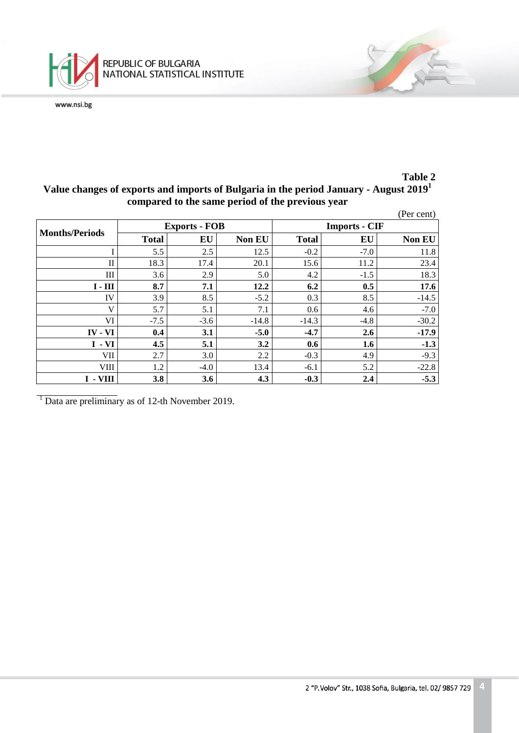**Table 2**

## Value changes of exports and imports of Bulgaria in the period January - August 2019[1] compared to the same period of the previous year

(Per cent)

| Months/Periods | Exports - FOB | | | Imports - CIF | | |
|---|---|---|---|---|---|---|
| | **Total** | **EU** | **Non EU** | **Total** | **EU** | **Non EU** |
| I | 5.5 | 2.5 | 12.5 | -0.2 | -7.0 | 11.8 |
| II | 18.3 | 17.4 | 20.1 | 15.6 | 11.2 | 23.4 |
| III | 3.6 | 2.9 | 5.0 | 4.2 | -1.5 | 18.3 |
| **I - III** | **8.7** | **7.1** | **12.2** | **6.2** | **0.5** | **17.6** |
| IV | 3.9 | 8.5 | -5.2 | 0.3 | 8.5 | -14.5 |
| V | 5.7 | 5.1 | 7.1 | 0.6 | 4.6 | -7.0 |
| VI | -7.5 | -3.6 | -14.8 | -14.3 | -4.8 | -30.2 |
| **IV - VI** | **0.4** | **3.1** | **-5.0** | **-4.7** | **2.6** | **-17.9** |
| **I - VI** | **4.5** | **5.1** | **3.2** | **0.6** | **1.6** | **-1.3** |
| VII | 2.7 | 3.0 | 2.2 | -0.3 | 4.9 | -9.3 |
| VIII | 1.2 | -4.0 | 13.4 | -6.1 | 5.2 | -22.8 |
| **I - VIII** | **3.8** | **3.6** | **4.3** | **-0.3** | **2.4** | **-5.3** |

[1] Data are preliminary as of 12-th November 2019.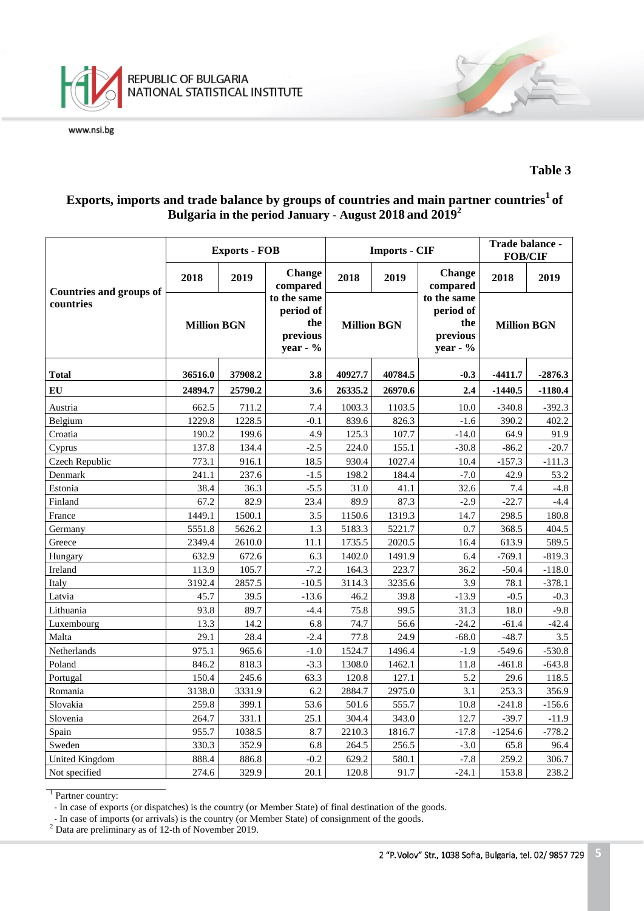**Table 3**

### Exports, imports and trade balance by groups of countries and main partner countries[1] of Bulgaria in the period January - August 2018 and 2019[2]

| Countries and groups of countries | Exports - FOB | | | Imports - CIF | | | Trade balance - FOB/CIF | |
|---|---|---|---|---|---|---|---|---|
| | 2018 | 2019 | Change compared to the same period of the previous year - % | 2018 | 2019 | Change compared to the same period of the previous year - % | 2018 | 2019 |
| | Million BGN | | | Million BGN | | | Million BGN | |
| **Total** | **36516.0** | **37908.2** | **3.8** | **40927.7** | **40784.5** | **-0.3** | **-4411.7** | **-2876.3** |
| **EU** | **24894.7** | **25790.2** | **3.6** | **26335.2** | **26970.6** | **2.4** | **-1440.5** | **-1180.4** |
| Austria | 662.5 | 711.2 | 7.4 | 1003.3 | 1103.5 | 10.0 | -340.8 | -392.3 |
| Belgium | 1229.8 | 1228.5 | -0.1 | 839.6 | 826.3 | -1.6 | 390.2 | 402.2 |
| Croatia | 190.2 | 199.6 | 4.9 | 125.3 | 107.7 | -14.0 | 64.9 | 91.9 |
| Cyprus | 137.8 | 134.4 | -2.5 | 224.0 | 155.1 | -30.8 | -86.2 | -20.7 |
| Czech Republic | 773.1 | 916.1 | 18.5 | 930.4 | 1027.4 | 10.4 | -157.3 | -111.3 |
| Denmark | 241.1 | 237.6 | -1.5 | 198.2 | 184.4 | -7.0 | 42.9 | 53.2 |
| Estonia | 38.4 | 36.3 | -5.5 | 31.0 | 41.1 | 32.6 | 7.4 | -4.8 |
| Finland | 67.2 | 82.9 | 23.4 | 89.9 | 87.3 | -2.9 | -22.7 | -4.4 |
| France | 1449.1 | 1500.1 | 3.5 | 1150.6 | 1319.3 | 14.7 | 298.5 | 180.8 |
| Germany | 5551.8 | 5626.2 | 1.3 | 5183.3 | 5221.7 | 0.7 | 368.5 | 404.5 |
| Greece | 2349.4 | 2610.0 | 11.1 | 1735.5 | 2020.5 | 16.4 | 613.9 | 589.5 |
| Hungary | 632.9 | 672.6 | 6.3 | 1402.0 | 1491.9 | 6.4 | -769.1 | -819.3 |
| Ireland | 113.9 | 105.7 | -7.2 | 164.3 | 223.7 | 36.2 | -50.4 | -118.0 |
| Italy | 3192.4 | 2857.5 | -10.5 | 3114.3 | 3235.6 | 3.9 | 78.1 | -378.1 |
| Latvia | 45.7 | 39.5 | -13.6 | 46.2 | 39.8 | -13.9 | -0.5 | -0.3 |
| Lithuania | 93.8 | 89.7 | -4.4 | 75.8 | 99.5 | 31.3 | 18.0 | -9.8 |
| Luxembourg | 13.3 | 14.2 | 6.8 | 74.7 | 56.6 | -24.2 | -61.4 | -42.4 |
| Malta | 29.1 | 28.4 | -2.4 | 77.8 | 24.9 | -68.0 | -48.7 | 3.5 |
| Netherlands | 975.1 | 965.6 | -1.0 | 1524.7 | 1496.4 | -1.9 | -549.6 | -530.8 |
| Poland | 846.2 | 818.3 | -3.3 | 1308.0 | 1462.1 | 11.8 | -461.8 | -643.8 |
| Portugal | 150.4 | 245.6 | 63.3 | 120.8 | 127.1 | 5.2 | 29.6 | 118.5 |
| Romania | 3138.0 | 3331.9 | 6.2 | 2884.7 | 2975.0 | 3.1 | 253.3 | 356.9 |
| Slovakia | 259.8 | 399.1 | 53.6 | 501.6 | 555.7 | 10.8 | -241.8 | -156.6 |
| Slovenia | 264.7 | 331.1 | 25.1 | 304.4 | 343.0 | 12.7 | -39.7 | -11.9 |
| Spain | 955.7 | 1038.5 | 8.7 | 2210.3 | 1816.7 | -17.8 | -1254.6 | -778.2 |
| Sweden | 330.3 | 352.9 | 6.8 | 264.5 | 256.5 | -3.0 | 65.8 | 96.4 |
| United Kingdom | 888.4 | 886.8 | -0.2 | 629.2 | 580.1 | -7.8 | 259.2 | 306.7 |
| Not specified | 274.6 | 329.9 | 20.1 | 120.8 | 91.7 | -24.1 | 153.8 | 238.2 |

[1] Partner country:
- In case of exports (or dispatches) is the country (or Member State) of final destination of the goods.
- In case of imports (or arrivals) is the country (or Member State) of consignment of the goods.

[2] Data are preliminary as of 12-th of November 2019.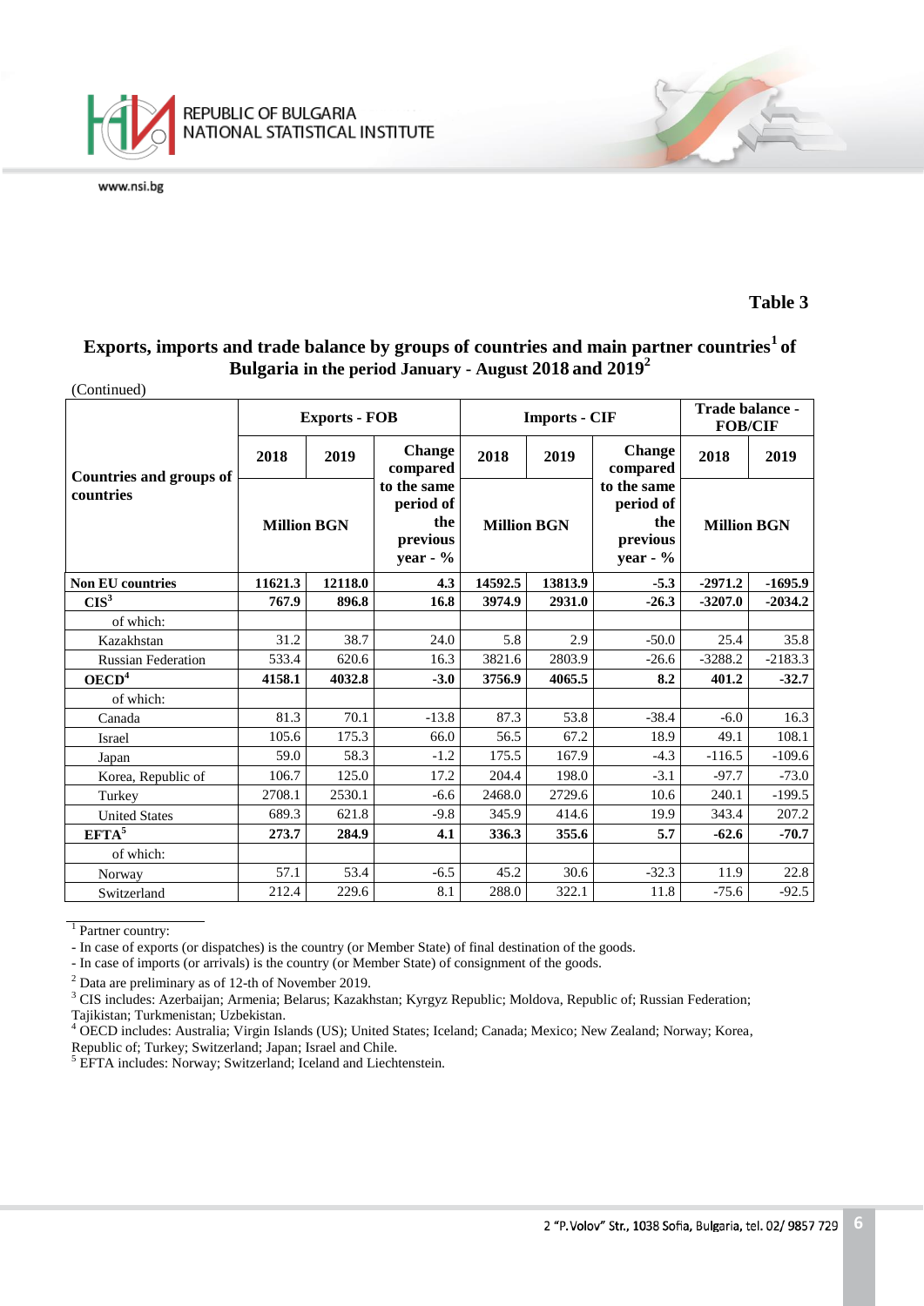**Table 3**

**Exports, imports and trade balance by groups of countries and main partner countries[1] of Bulgaria in the period January - August 2018 and 2019[2]**

(Continued)

| Countries and groups of countries | Exports - FOB | | | Imports - CIF | | | Trade balance - FOB/CIF | |
|---|---|---|---|---|---|---|---|---|
| | 2018 | 2019 | Change compared to the same period of the previous year - % | 2018 | 2019 | Change compared to the same period of the previous year - % | 2018 | 2019 |
| | Million BGN | | | Million BGN | | | Million BGN | |
| **Non EU countries** | **11621.3** | **12118.0** | **4.3** | **14592.5** | **13813.9** | **-5.3** | **-2971.2** | **-1695.9** |
| **CIS[3]** | **767.9** | **896.8** | **16.8** | **3974.9** | **2931.0** | **-26.3** | **-3207.0** | **-2034.2** |
| of which: | | | | | | | | |
| Kazakhstan | 31.2 | 38.7 | 24.0 | 5.8 | 2.9 | -50.0 | 25.4 | 35.8 |
| Russian Federation | 533.4 | 620.6 | 16.3 | 3821.6 | 2803.9 | -26.6 | -3288.2 | -2183.3 |
| **OECD[4]** | **4158.1** | **4032.8** | **-3.0** | **3756.9** | **4065.5** | **8.2** | **401.2** | **-32.7** |
| of which: | | | | | | | | |
| Canada | 81.3 | 70.1 | -13.8 | 87.3 | 53.8 | -38.4 | -6.0 | 16.3 |
| Israel | 105.6 | 175.3 | 66.0 | 56.5 | 67.2 | 18.9 | 49.1 | 108.1 |
| Japan | 59.0 | 58.3 | -1.2 | 175.5 | 167.9 | -4.3 | -116.5 | -109.6 |
| Korea, Republic of | 106.7 | 125.0 | 17.2 | 204.4 | 198.0 | -3.1 | -97.7 | -73.0 |
| Turkey | 2708.1 | 2530.1 | -6.6 | 2468.0 | 2729.6 | 10.6 | 240.1 | -199.5 |
| United States | 689.3 | 621.8 | -9.8 | 345.9 | 414.6 | 19.9 | 343.4 | 207.2 |
| **EFTA[5]** | **273.7** | **284.9** | **4.1** | **336.3** | **355.6** | **5.7** | **-62.6** | **-70.7** |
| of which: | | | | | | | | |
| Norway | 57.1 | 53.4 | -6.5 | 45.2 | 30.6 | -32.3 | 11.9 | 22.8 |
| Switzerland | 212.4 | 229.6 | 8.1 | 288.0 | 322.1 | 11.8 | -75.6 | -92.5 |

[1] Partner country:
- In case of exports (or dispatches) is the country (or Member State) of final destination of the goods.
- In case of imports (or arrivals) is the country (or Member State) of consignment of the goods.

[2] Data are preliminary as of 12-th of November 2019.

[3] CIS includes: Azerbaijan; Armenia; Belarus; Kazakhstan; Kyrgyz Republic; Moldova, Republic of; Russian Federation; Tajikistan; Turkmenistan; Uzbekistan.

[4] OECD includes: Australia; Virgin Islands (US); United States; Iceland; Canada; Mexico; New Zealand; Norway; Korea, Republic of; Turkey; Switzerland; Japan; Israel and Chile.

[5] EFTA includes: Norway; Switzerland; Iceland and Liechtenstein.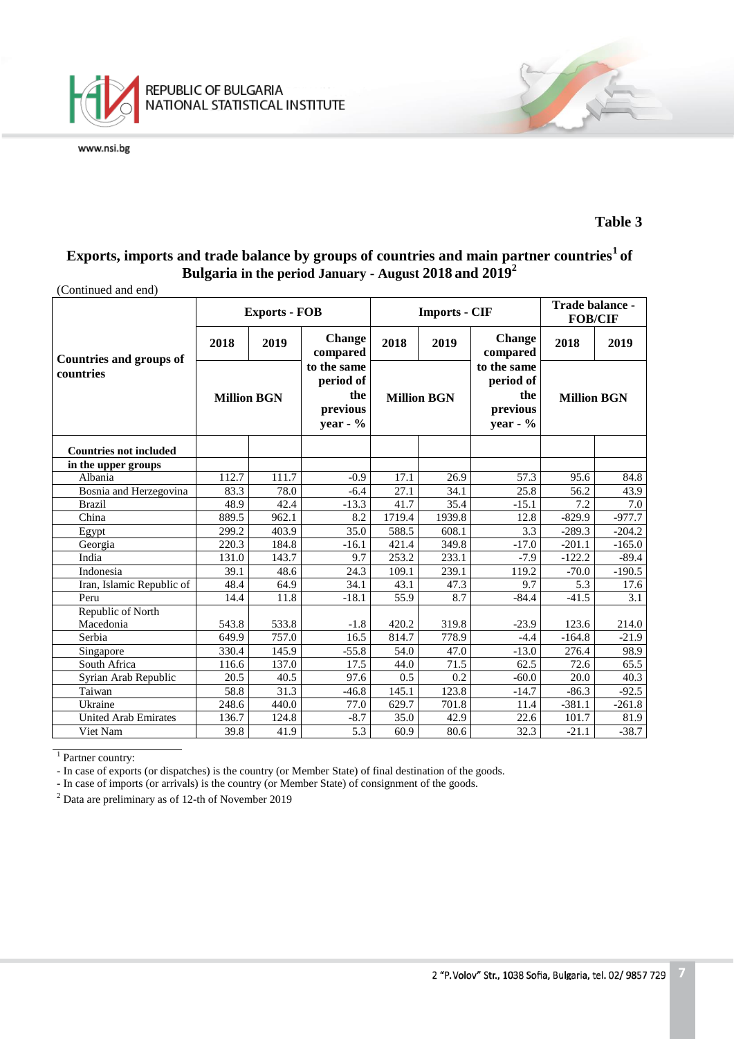**Table 3**

**Exports, imports and trade balance by groups of countries and main partner countries[1] of Bulgaria in the period January - August 2018 and 2019[2]**

(Continued and end)

| Countries and groups of countries | Exports - FOB | | | Imports - CIF | | | Trade balance - FOB/CIF | |
|---|---|---|---|---|---|---|---|---|
| | 2018 | 2019 | Change compared to the same period of the previous year - % | 2018 | 2019 | Change compared to the same period of the previous year - % | 2018 | 2019 |
| | Million BGN | | | Million BGN | | | Million BGN | |
| **Countries not included in the upper groups** | | | | | | | | |
| Albania | 112.7 | 111.7 | -0.9 | 17.1 | 26.9 | 57.3 | 95.6 | 84.8 |
| Bosnia and Herzegovina | 83.3 | 78.0 | -6.4 | 27.1 | 34.1 | 25.8 | 56.2 | 43.9 |
| Brazil | 48.9 | 42.4 | -13.3 | 41.7 | 35.4 | -15.1 | 7.2 | 7.0 |
| China | 889.5 | 962.1 | 8.2 | 1719.4 | 1939.8 | 12.8 | -829.9 | -977.7 |
| Egypt | 299.2 | 403.9 | 35.0 | 588.5 | 608.1 | 3.3 | -289.3 | -204.2 |
| Georgia | 220.3 | 184.8 | -16.1 | 421.4 | 349.8 | -17.0 | -201.1 | -165.0 |
| India | 131.0 | 143.7 | 9.7 | 253.2 | 233.1 | -7.9 | -122.2 | -89.4 |
| Indonesia | 39.1 | 48.6 | 24.3 | 109.1 | 239.1 | 119.2 | -70.0 | -190.5 |
| Iran, Islamic Republic of | 48.4 | 64.9 | 34.1 | 43.1 | 47.3 | 9.7 | 5.3 | 17.6 |
| Peru | 14.4 | 11.8 | -18.1 | 55.9 | 8.7 | -84.4 | -41.5 | 3.1 |
| Republic of North Macedonia | 543.8 | 533.8 | -1.8 | 420.2 | 319.8 | -23.9 | 123.6 | 214.0 |
| Serbia | 649.9 | 757.0 | 16.5 | 814.7 | 778.9 | -4.4 | -164.8 | -21.9 |
| Singapore | 330.4 | 145.9 | -55.8 | 54.0 | 47.0 | -13.0 | 276.4 | 98.9 |
| South Africa | 116.6 | 137.0 | 17.5 | 44.0 | 71.5 | 62.5 | 72.6 | 65.5 |
| Syrian Arab Republic | 20.5 | 40.5 | 97.6 | 0.5 | 0.2 | -60.0 | 20.0 | 40.3 |
| Taiwan | 58.8 | 31.3 | -46.8 | 145.1 | 123.8 | -14.7 | -86.3 | -92.5 |
| Ukraine | 248.6 | 440.0 | 77.0 | 629.7 | 701.8 | 11.4 | -381.1 | -261.8 |
| United Arab Emirates | 136.7 | 124.8 | -8.7 | 35.0 | 42.9 | 22.6 | 101.7 | 81.9 |
| Viet Nam | 39.8 | 41.9 | 5.3 | 60.9 | 80.6 | 32.3 | -21.1 | -38.7 |

[1] Partner country:
- In case of exports (or dispatches) is the country (or Member State) of final destination of the goods.
- In case of imports (or arrivals) is the country (or Member State) of consignment of the goods.

[2] Data are preliminary as of 12-th of November 2019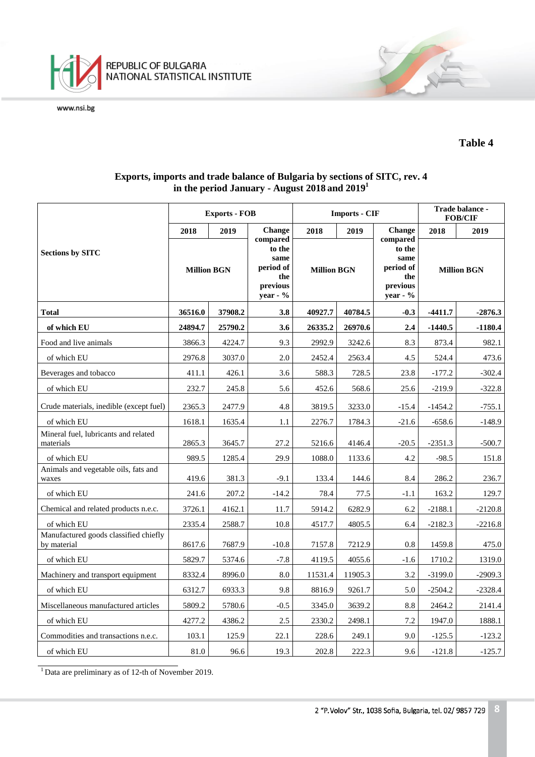**Table 4**

## Exports, imports and trade balance of Bulgaria by sections of SITC, rev. 4 in the period January - August 2018 and 2019[1]

| Sections by SITC | Exports - FOB | | | Imports - CIF | | | Trade balance - FOB/CIF | |
|---|---|---|---|---|---|---|---|---|
| | 2018 | 2019 | Change compared to the same period of the previous year - % | 2018 | 2019 | Change compared to the same period of the previous year - % | 2018 | 2019 |
| | Million BGN | | | Million BGN | | | Million BGN | |
| **Total** | **36516.0** | **37908.2** | **3.8** | **40927.7** | **40784.5** | **-0.3** | **-4411.7** | **-2876.3** |
| **of which EU** | **24894.7** | **25790.2** | **3.6** | **26335.2** | **26970.6** | **2.4** | **-1440.5** | **-1180.4** |
| Food and live animals | 3866.3 | 4224.7 | 9.3 | 2992.9 | 3242.6 | 8.3 | 873.4 | 982.1 |
| of which EU | 2976.8 | 3037.0 | 2.0 | 2452.4 | 2563.4 | 4.5 | 524.4 | 473.6 |
| Beverages and tobacco | 411.1 | 426.1 | 3.6 | 588.3 | 728.5 | 23.8 | -177.2 | -302.4 |
| of which EU | 232.7 | 245.8 | 5.6 | 452.6 | 568.6 | 25.6 | -219.9 | -322.8 |
| Crude materials, inedible (except fuel) | 2365.3 | 2477.9 | 4.8 | 3819.5 | 3233.0 | -15.4 | -1454.2 | -755.1 |
| of which EU | 1618.1 | 1635.4 | 1.1 | 2276.7 | 1784.3 | -21.6 | -658.6 | -148.9 |
| Mineral fuel, lubricants and related materials | 2865.3 | 3645.7 | 27.2 | 5216.6 | 4146.4 | -20.5 | -2351.3 | -500.7 |
| of which EU | 989.5 | 1285.4 | 29.9 | 1088.0 | 1133.6 | 4.2 | -98.5 | 151.8 |
| Animals and vegetable oils, fats and waxes | 419.6 | 381.3 | -9.1 | 133.4 | 144.6 | 8.4 | 286.2 | 236.7 |
| of which EU | 241.6 | 207.2 | -14.2 | 78.4 | 77.5 | -1.1 | 163.2 | 129.7 |
| Chemical and related products n.e.c. | 3726.1 | 4162.1 | 11.7 | 5914.2 | 6282.9 | 6.2 | -2188.1 | -2120.8 |
| of which EU | 2335.4 | 2588.7 | 10.8 | 4517.7 | 4805.5 | 6.4 | -2182.3 | -2216.8 |
| Manufactured goods classified chiefly by material | 8617.6 | 7687.9 | -10.8 | 7157.8 | 7212.9 | 0.8 | 1459.8 | 475.0 |
| of which EU | 5829.7 | 5374.6 | -7.8 | 4119.5 | 4055.6 | -1.6 | 1710.2 | 1319.0 |
| Machinery and transport equipment | 8332.4 | 8996.0 | 8.0 | 11531.4 | 11905.3 | 3.2 | -3199.0 | -2909.3 |
| of which EU | 6312.7 | 6933.3 | 9.8 | 8816.9 | 9261.7 | 5.0 | -2504.2 | -2328.4 |
| Miscellaneous manufactured articles | 5809.2 | 5780.6 | -0.5 | 3345.0 | 3639.2 | 8.8 | 2464.2 | 2141.4 |
| of which EU | 4277.2 | 4386.2 | 2.5 | 2330.2 | 2498.1 | 7.2 | 1947.0 | 1888.1 |
| Commodities and transactions n.e.c. | 103.1 | 125.9 | 22.1 | 228.6 | 249.1 | 9.0 | -125.5 | -123.2 |
| of which EU | 81.0 | 96.6 | 19.3 | 202.8 | 222.3 | 9.6 | -121.8 | -125.7 |

[1] Data are preliminary as of 12-th of November 2019.